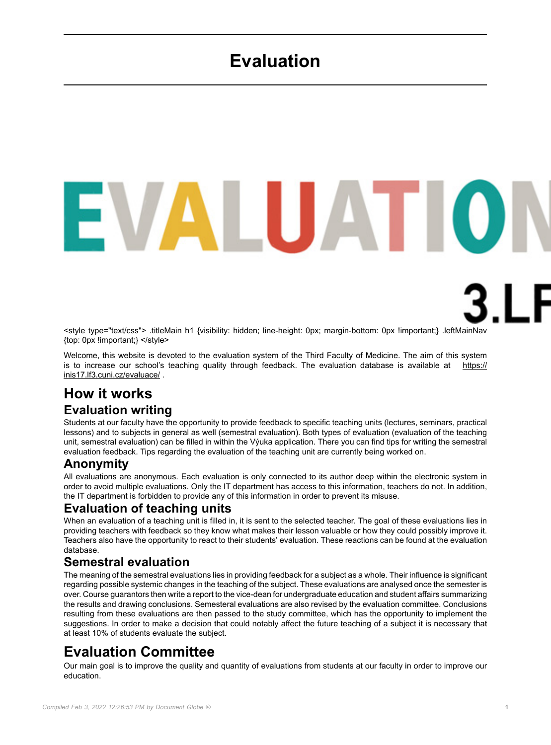# Evaluation

<style type="text/css"> .titleMain h1 {visibility: hidden; line-height: 0px; margin-bottom: 0px !important;} .leftMainNav {top: 0px !important;} </style>

Welcome, this website is devoted to the evaluation system of the Third Faculty of Medicine. The aim of this system is to increase our school's teaching quality through feedback. The evaluation database is available at https://inis17.lf3.cuni.cz/evaluace/ .

## How it works

### Evaluation writing

Students at our faculty have the opportunity to provide feedback to specific teaching units (lectures, seminars, practical lessons) and to subjects in general as well (semestral evaluation). Both types of evaluation (evaluation of the teaching unit, semestral evaluation) can be filled in within the Výuka application. There you can find tips for writing the semestral evaluation feedback. Tips regarding the evaluation of the teaching unit are currently being worked on.

### Anonymity

All evaluations are anonymous. Each evaluation is only connected to its author deep within the electronic system in order to avoid multiple evaluations. Only the IT department has access to this information, teachers do not. In addition, the IT department is forbidden to provide any of this information in order to prevent its misuse.

### Evaluation of teaching units

When an evaluation of a teaching unit is filled in, it is sent to the selected teacher. The goal of these evaluations lies in providing teachers with feedback so they know what makes their lesson valuable or how they could possibly improve it. Teachers also have the opportunity to react to their students' evaluation. These reactions can be found at the evaluation database.

### Semestral evaluation

The meaning of the semestral evaluations lies in providing feedback for a subject as a whole. Their influence is significant regarding possible systemic changes in the teaching of the subject. These evaluations are analysed once the semester is over. Course guarantors then write a report to the vice-dean for undergraduate education and student affairs summarizing the results and drawing conclusions. Semesteral evaluations are also revised by the evaluation committee. Conclusions resulting from these evaluations are then passed to the study committee, which has the opportunity to implement the suggestions. In order to make a decision that could notably affect the future teaching of a subject it is necessary that at least 10% of students evaluate the subject.

## Evaluation Committee

Our main goal is to improve the quality and quantity of evaluations from students at our faculty in order to improve our education.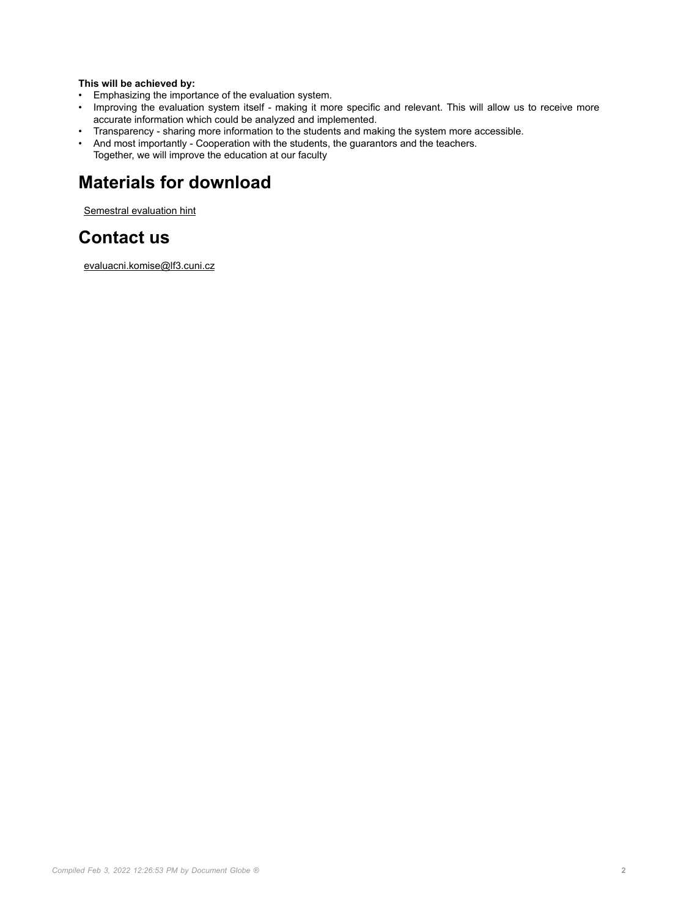**This will be achieved by:**

- Emphasizing the importance of the evaluation system.
- Improving the evaluation system itself - making it more specific and relevant. This will allow us to receive more accurate information which could be analyzed and implemented.
- Transparency - sharing more information to the students and making the system more accessible.
- And most importantly - Cooperation with the students, the guarantors and the teachers.
  Together, we will improve the education at our faculty

## Materials for download

Semestral evaluation hint

## Contact us

evaluacni.komise@lf3.cuni.cz